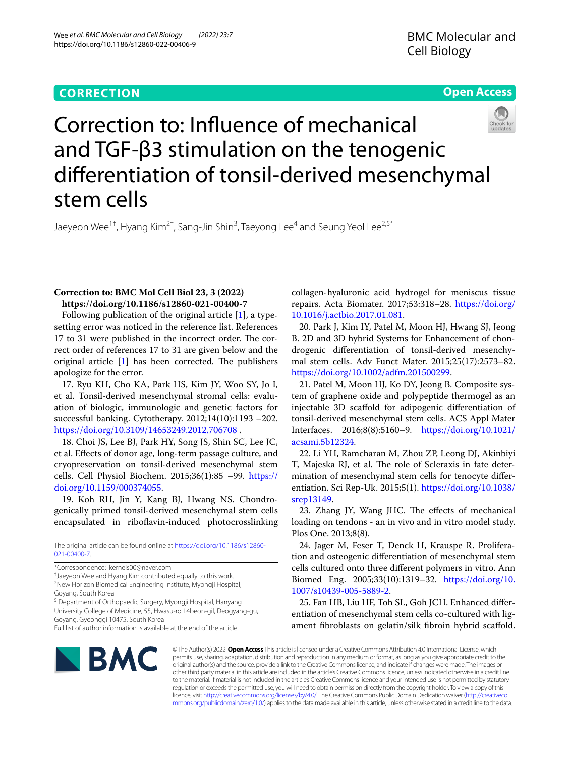**CORRECTION**

**Open Access**

# Correction to: Influence of mechanical and TGF-β3 stimulation on the tenogenic differentiation of tonsil-derived mesenchymal stem cells

Jaeyeon Wee[1†], Hyang Kim[2†], Sang-Jin Shin[3], Taeyong Lee[4] and Seung Yeol Lee[2,5*]

**Correction to: BMC Mol Cell Biol 23, 3 (2022) https://doi.org/10.1186/s12860-021-00400-7**

Following publication of the original article [1], a typesetting error was noticed in the reference list. References 17 to 31 were published in the incorrect order. The correct order of references 17 to 31 are given below and the original article [1] has been corrected. The publishers apologize for the error.

17. Ryu KH, Cho KA, Park HS, Kim JY, Woo SY, Jo I, et al. Tonsil-derived mesenchymal stromal cells: evaluation of biologic, immunologic and genetic factors for successful banking. Cytotherapy. 2012;14(10):1193 –202. https://doi.org/10.3109/14653249.2012.706708 .

18. Choi JS, Lee BJ, Park HY, Song JS, Shin SC, Lee JC, et al. Effects of donor age, long-term passage culture, and cryopreservation on tonsil-derived mesenchymal stem cells. Cell Physiol Biochem. 2015;36(1):85 –99. https://doi.org/10.1159/000374055.

19. Koh RH, Jin Y, Kang BJ, Hwang NS. Chondrogenically primed tonsil-derived mesenchymal stem cells encapsulated in riboflavin-induced photocrosslinking collagen-hyaluronic acid hydrogel for meniscus tissue repairs. Acta Biomater. 2017;53:318–28. https://doi.org/10.1016/j.actbio.2017.01.081.

20. Park J, Kim IY, Patel M, Moon HJ, Hwang SJ, Jeong B. 2D and 3D hybrid Systems for Enhancement of chondrogenic differentiation of tonsil-derived mesenchymal stem cells. Adv Funct Mater. 2015;25(17):2573–82. https://doi.org/10.1002/adfm.201500299.

21. Patel M, Moon HJ, Ko DY, Jeong B. Composite system of graphene oxide and polypeptide thermogel as an injectable 3D scaffold for adipogenic differentiation of tonsil-derived mesenchymal stem cells. ACS Appl Mater Interfaces. 2016;8(8):5160–9. https://doi.org/10.1021/acsami.5b12324.

22. Li YH, Ramcharan M, Zhou ZP, Leong DJ, Akinbiyi T, Majeska RJ, et al. The role of Scleraxis in fate determination of mesenchymal stem cells for tenocyte differentiation. Sci Rep-Uk. 2015;5(1). https://doi.org/10.1038/srep13149.

23. Zhang JY, Wang JHC. The effects of mechanical loading on tendons - an in vivo and in vitro model study. Plos One. 2013;8(8).

24. Jager M, Feser T, Denck H, Krauspe R. Proliferation and osteogenic differentiation of mesenchymal stem cells cultured onto three different polymers in vitro. Ann Biomed Eng. 2005;33(10):1319–32. https://doi.org/10.1007/s10439-005-5889-2.

25. Fan HB, Liu HF, Toh SL, Goh JCH. Enhanced differentiation of mesenchymal stem cells co-cultured with ligament fibroblasts on gelatin/silk fibroin hybrid scaffold.

The original article can be found online at https://doi.org/10.1186/s12860-021-00400-7.

*Correspondence: kernels00@naver.com

†Jaeyeon Wee and Hyang Kim contributed equally to this work.

[2] New Horizon Biomedical Engineering Institute, Myongji Hospital, Goyang, South Korea

[5] Department of Orthopaedic Surgery, Myongji Hospital, Hanyang University College of Medicine, 55, Hwasu-ro 14beon-gil, Deogyang-gu, Goyang, Gyeonggi 10475, South Korea

Full list of author information is available at the end of the article

© The Author(s) 2022. **Open Access** This article is licensed under a Creative Commons Attribution 4.0 International License, which permits use, sharing, adaptation, distribution and reproduction in any medium or format, as long as you give appropriate credit to the original author(s) and the source, provide a link to the Creative Commons licence, and indicate if changes were made. The images or other third party material in this article are included in the article's Creative Commons licence, unless indicated otherwise in a credit line to the material. If material is not included in the article's Creative Commons licence and your intended use is not permitted by statutory regulation or exceeds the permitted use, you will need to obtain permission directly from the copyright holder. To view a copy of this licence, visit http://creativecommons.org/licenses/by/4.0/. The Creative Commons Public Domain Dedication waiver (http://creativecommons.org/publicdomain/zero/1.0/) applies to the data made available in this article, unless otherwise stated in a credit line to the data.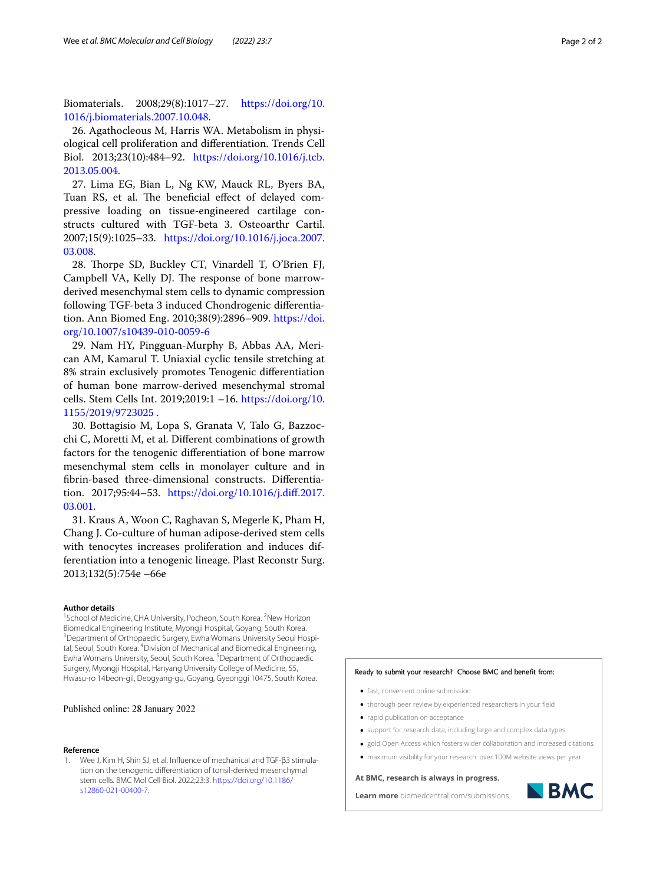Biomaterials. 2008;29(8):1017–27. https://doi.org/10.1016/j.biomaterials.2007.10.048.

26. Agathocleous M, Harris WA. Metabolism in physiological cell proliferation and differentiation. Trends Cell Biol. 2013;23(10):484–92. https://doi.org/10.1016/j.tcb.2013.05.004.

27. Lima EG, Bian L, Ng KW, Mauck RL, Byers BA, Tuan RS, et al. The beneficial effect of delayed compressive loading on tissue-engineered cartilage constructs cultured with TGF-beta 3. Osteoarthr Cartil. 2007;15(9):1025–33. https://doi.org/10.1016/j.joca.2007.03.008.

28. Thorpe SD, Buckley CT, Vinardell T, O'Brien FJ, Campbell VA, Kelly DJ. The response of bone marrow-derived mesenchymal stem cells to dynamic compression following TGF-beta 3 induced Chondrogenic differentiation. Ann Biomed Eng. 2010;38(9):2896–909. https://doi.org/10.1007/s10439-010-0059-6

29. Nam HY, Pingguan-Murphy B, Abbas AA, Merican AM, Kamarul T. Uniaxial cyclic tensile stretching at 8% strain exclusively promotes Tenogenic differentiation of human bone marrow-derived mesenchymal stromal cells. Stem Cells Int. 2019;2019:1 –16. https://doi.org/10.1155/2019/9723025 .

30. Bottagisio M, Lopa S, Granata V, Talo G, Bazzocchi C, Moretti M, et al. Different combinations of growth factors for the tenogenic differentiation of bone marrow mesenchymal stem cells in monolayer culture and in fibrin-based three-dimensional constructs. Differentiation. 2017;95:44–53. https://doi.org/10.1016/j.diff.2017.03.001.

31. Kraus A, Woon C, Raghavan S, Megerle K, Pham H, Chang J. Co-culture of human adipose-derived stem cells with tenocytes increases proliferation and induces differentiation into a tenogenic lineage. Plast Reconstr Surg. 2013;132(5):754e –66e

**Author details**
[1]School of Medicine, CHA University, Pocheon, South Korea. [2]New Horizon Biomedical Engineering Institute, Myongji Hospital, Goyang, South Korea. [3]Department of Orthopaedic Surgery, Ewha Womans University Seoul Hospital, Seoul, South Korea. [4]Division of Mechanical and Biomedical Engineering, Ewha Womans University, Seoul, South Korea. [5]Department of Orthopaedic Surgery, Myongji Hospital, Hanyang University College of Medicine, 55, Hwasu-ro 14beon-gil, Deogyang-gu, Goyang, Gyeonggi 10475, South Korea.

Published online: 28 January 2022

**Reference**

1. Wee J, Kim H, Shin SJ, et al. Influence of mechanical and TGF-β3 stimulation on the tenogenic differentiation of tonsil-derived mesenchymal stem cells. BMC Mol Cell Biol. 2022;23:3. https://doi.org/10.1186/s12860-021-00400-7.

Ready to submit your research? Choose BMC and benefit from:

- fast, convenient online submission
- thorough peer review by experienced researchers in your field
- rapid publication on acceptance
- support for research data, including large and complex data types
- gold Open Access which fosters wider collaboration and increased citations
- maximum visibility for your research: over 100M website views per year

**At BMC, research is always in progress.**

**Learn more** biomedcentral.com/submissions

BMC